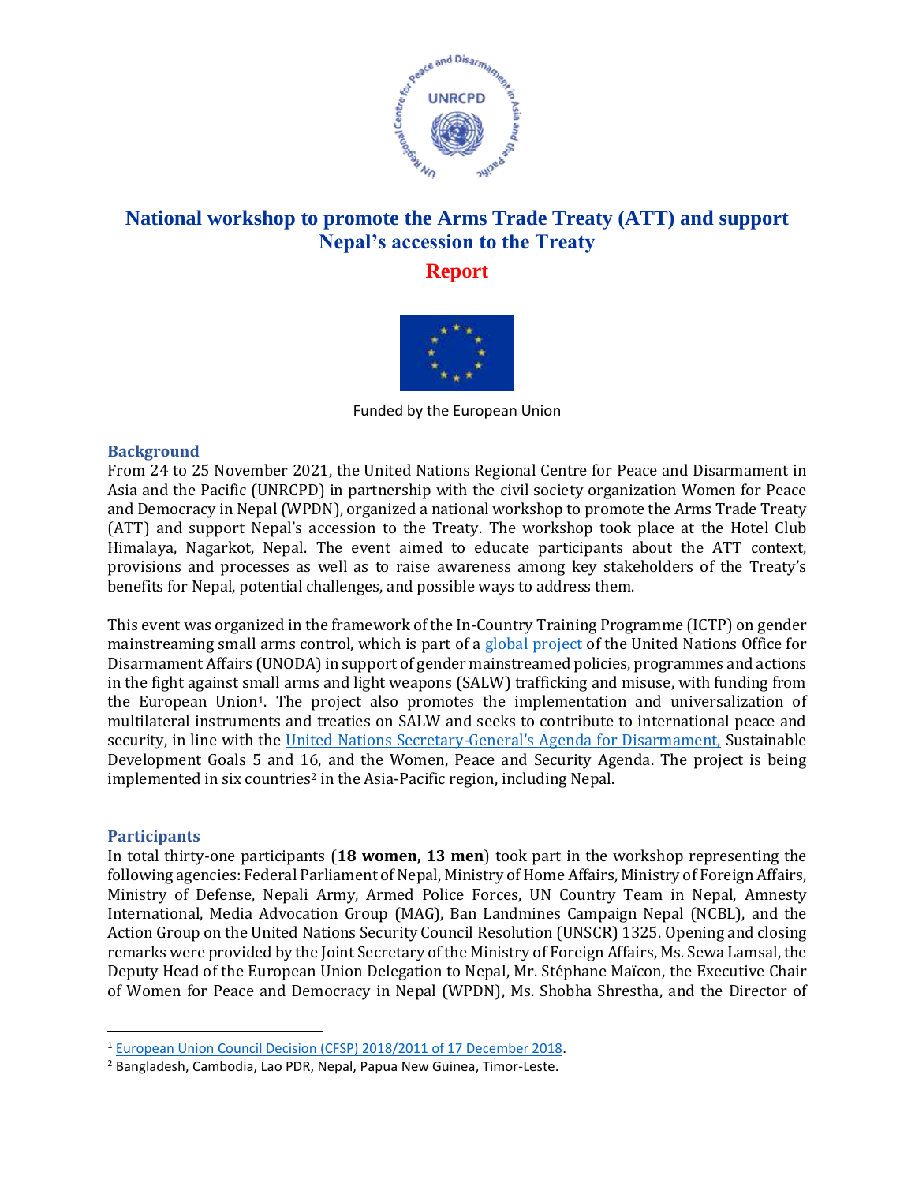# National workshop to promote the Arms Trade Treaty (ATT) and support Nepal's accession to the Treaty

## Report

Funded by the European Union

### Background

From 24 to 25 November 2021, the United Nations Regional Centre for Peace and Disarmament in Asia and the Pacific (UNRCPD) in partnership with the civil society organization Women for Peace and Democracy in Nepal (WPDN), organized a national workshop to promote the Arms Trade Treaty (ATT) and support Nepal's accession to the Treaty. The workshop took place at the Hotel Club Himalaya, Nagarkot, Nepal. The event aimed to educate participants about the ATT context, provisions and processes as well as to raise awareness among key stakeholders of the Treaty's benefits for Nepal, potential challenges, and possible ways to address them.

This event was organized in the framework of the In-Country Training Programme (ICTP) on gender mainstreaming small arms control, which is part of a global project of the United Nations Office for Disarmament Affairs (UNODA) in support of gender mainstreamed policies, programmes and actions in the fight against small arms and light weapons (SALW) trafficking and misuse, with funding from the European Union[1]. The project also promotes the implementation and universalization of multilateral instruments and treaties on SALW and seeks to contribute to international peace and security, in line with the United Nations Secretary-General's Agenda for Disarmament, Sustainable Development Goals 5 and 16, and the Women, Peace and Security Agenda. The project is being implemented in six countries[2] in the Asia-Pacific region, including Nepal.

### Participants

In total thirty-one participants (**18 women, 13 men**) took part in the workshop representing the following agencies: Federal Parliament of Nepal, Ministry of Home Affairs, Ministry of Foreign Affairs, Ministry of Defense, Nepali Army, Armed Police Forces, UN Country Team in Nepal, Amnesty International, Media Advocation Group (MAG), Ban Landmines Campaign Nepal (NCBL), and the Action Group on the United Nations Security Council Resolution (UNSCR) 1325. Opening and closing remarks were provided by the Joint Secretary of the Ministry of Foreign Affairs, Ms. Sewa Lamsal, the Deputy Head of the European Union Delegation to Nepal, Mr. Stéphane Maïcon, the Executive Chair of Women for Peace and Democracy in Nepal (WPDN), Ms. Shobha Shrestha, and the Director of

[1] European Union Council Decision (CFSP) 2018/2011 of 17 December 2018.

[2] Bangladesh, Cambodia, Lao PDR, Nepal, Papua New Guinea, Timor-Leste.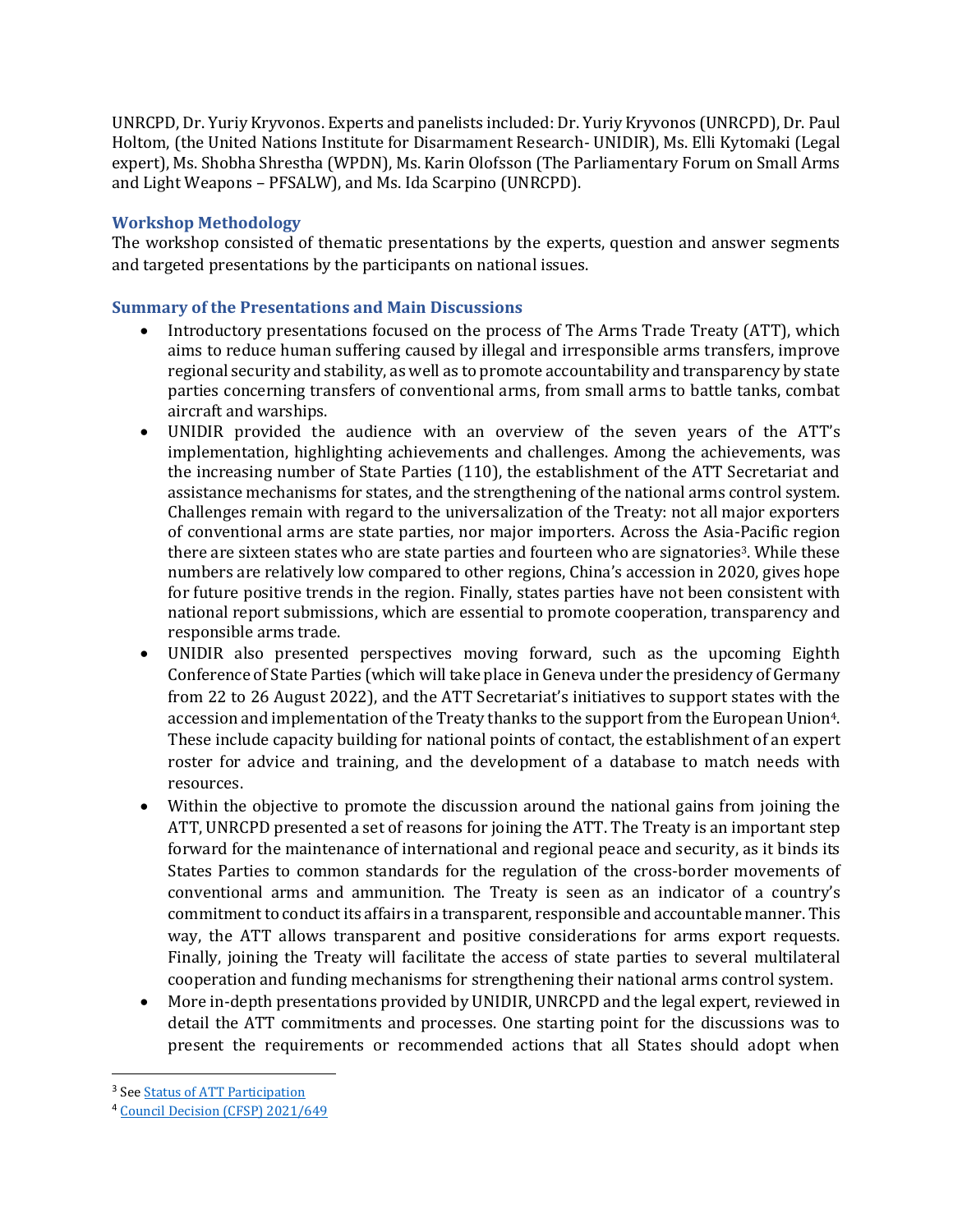UNRCPD, Dr. Yuriy Kryvonos. Experts and panelists included: Dr. Yuriy Kryvonos (UNRCPD), Dr. Paul Holtom, (the United Nations Institute for Disarmament Research- UNIDIR), Ms. Elli Kytomaki (Legal expert), Ms. Shobha Shrestha (WPDN), Ms. Karin Olofsson (The Parliamentary Forum on Small Arms and Light Weapons – PFSALW), and Ms. Ida Scarpino (UNRCPD).

### Workshop Methodology

The workshop consisted of thematic presentations by the experts, question and answer segments and targeted presentations by the participants on national issues.

### Summary of the Presentations and Main Discussions

- Introductory presentations focused on the process of The Arms Trade Treaty (ATT), which aims to reduce human suffering caused by illegal and irresponsible arms transfers, improve regional security and stability, as well as to promote accountability and transparency by state parties concerning transfers of conventional arms, from small arms to battle tanks, combat aircraft and warships.
- UNIDIR provided the audience with an overview of the seven years of the ATT's implementation, highlighting achievements and challenges. Among the achievements, was the increasing number of State Parties (110), the establishment of the ATT Secretariat and assistance mechanisms for states, and the strengthening of the national arms control system. Challenges remain with regard to the universalization of the Treaty: not all major exporters of conventional arms are state parties, nor major importers. Across the Asia-Pacific region there are sixteen states who are state parties and fourteen who are signatories[3]. While these numbers are relatively low compared to other regions, China's accession in 2020, gives hope for future positive trends in the region. Finally, states parties have not been consistent with national report submissions, which are essential to promote cooperation, transparency and responsible arms trade.
- UNIDIR also presented perspectives moving forward, such as the upcoming Eighth Conference of State Parties (which will take place in Geneva under the presidency of Germany from 22 to 26 August 2022), and the ATT Secretariat's initiatives to support states with the accession and implementation of the Treaty thanks to the support from the European Union[4]. These include capacity building for national points of contact, the establishment of an expert roster for advice and training, and the development of a database to match needs with resources.
- Within the objective to promote the discussion around the national gains from joining the ATT, UNRCPD presented a set of reasons for joining the ATT. The Treaty is an important step forward for the maintenance of international and regional peace and security, as it binds its States Parties to common standards for the regulation of the cross-border movements of conventional arms and ammunition. The Treaty is seen as an indicator of a country's commitment to conduct its affairs in a transparent, responsible and accountable manner. This way, the ATT allows transparent and positive considerations for arms export requests. Finally, joining the Treaty will facilitate the access of state parties to several multilateral cooperation and funding mechanisms for strengthening their national arms control system.
- More in-depth presentations provided by UNIDIR, UNRCPD and the legal expert, reviewed in detail the ATT commitments and processes. One starting point for the discussions was to present the requirements or recommended actions that all States should adopt when

---

[3] See Status of ATT Participation

[4] Council Decision (CFSP) 2021/649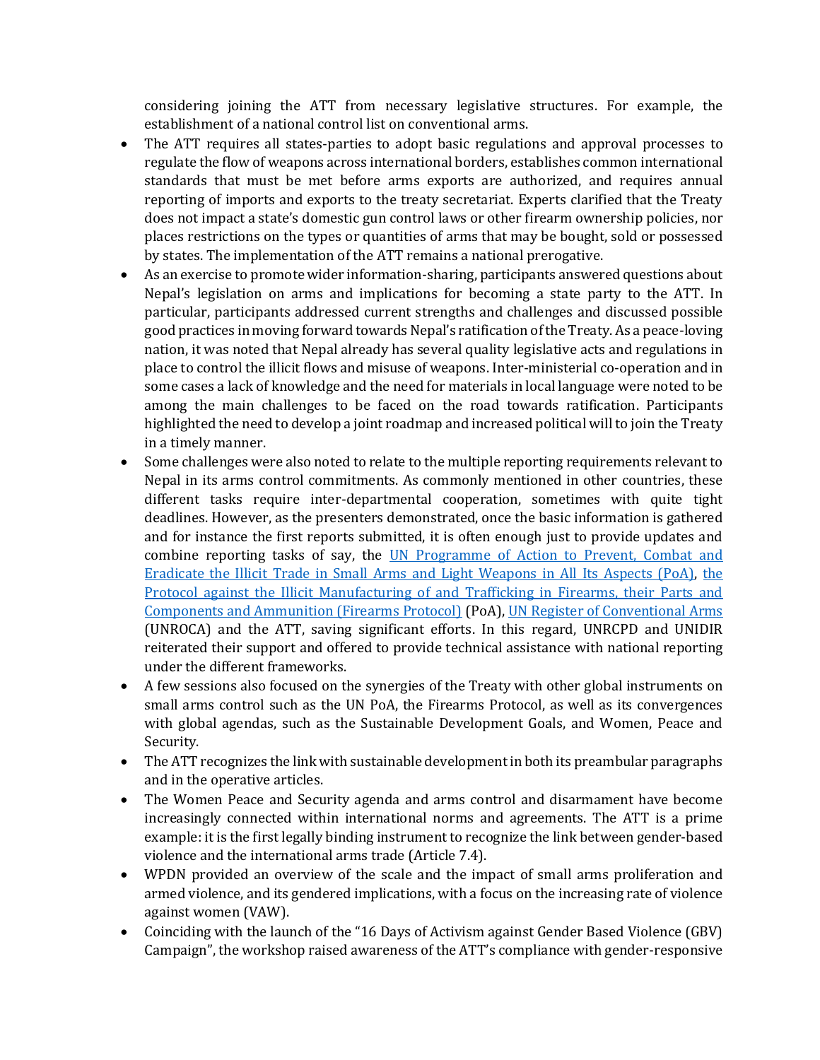considering joining the ATT from necessary legislative structures. For example, the establishment of a national control list on conventional arms.

- The ATT requires all states-parties to adopt basic regulations and approval processes to regulate the flow of weapons across international borders, establishes common international standards that must be met before arms exports are authorized, and requires annual reporting of imports and exports to the treaty secretariat. Experts clarified that the Treaty does not impact a state's domestic gun control laws or other firearm ownership policies, nor places restrictions on the types or quantities of arms that may be bought, sold or possessed by states. The implementation of the ATT remains a national prerogative.
- As an exercise to promote wider information-sharing, participants answered questions about Nepal's legislation on arms and implications for becoming a state party to the ATT. In particular, participants addressed current strengths and challenges and discussed possible good practices in moving forward towards Nepal's ratification of the Treaty. As a peace-loving nation, it was noted that Nepal already has several quality legislative acts and regulations in place to control the illicit flows and misuse of weapons. Inter-ministerial co-operation and in some cases a lack of knowledge and the need for materials in local language were noted to be among the main challenges to be faced on the road towards ratification. Participants highlighted the need to develop a joint roadmap and increased political will to join the Treaty in a timely manner.
- Some challenges were also noted to relate to the multiple reporting requirements relevant to Nepal in its arms control commitments. As commonly mentioned in other countries, these different tasks require inter-departmental cooperation, sometimes with quite tight deadlines. However, as the presenters demonstrated, once the basic information is gathered and for instance the first reports submitted, it is often enough just to provide updates and combine reporting tasks of say, the [UN Programme of Action to Prevent, Combat and Eradicate the Illicit Trade in Small Arms and Light Weapons in All Its Aspects (PoA)](), [the Protocol against the Illicit Manufacturing of and Trafficking in Firearms, their Parts and Components and Ammunition (Firearms Protocol)]() (PoA), [UN Register of Conventional Arms]() (UNROCA) and the ATT, saving significant efforts. In this regard, UNRCPD and UNIDIR reiterated their support and offered to provide technical assistance with national reporting under the different frameworks.
- A few sessions also focused on the synergies of the Treaty with other global instruments on small arms control such as the UN PoA, the Firearms Protocol, as well as its convergences with global agendas, such as the Sustainable Development Goals, and Women, Peace and Security.
- The ATT recognizes the link with sustainable development in both its preambular paragraphs and in the operative articles.
- The Women Peace and Security agenda and arms control and disarmament have become increasingly connected within international norms and agreements. The ATT is a prime example: it is the first legally binding instrument to recognize the link between gender-based violence and the international arms trade (Article 7.4).
- WPDN provided an overview of the scale and the impact of small arms proliferation and armed violence, and its gendered implications, with a focus on the increasing rate of violence against women (VAW).
- Coinciding with the launch of the "16 Days of Activism against Gender Based Violence (GBV) Campaign", the workshop raised awareness of the ATT's compliance with gender-responsive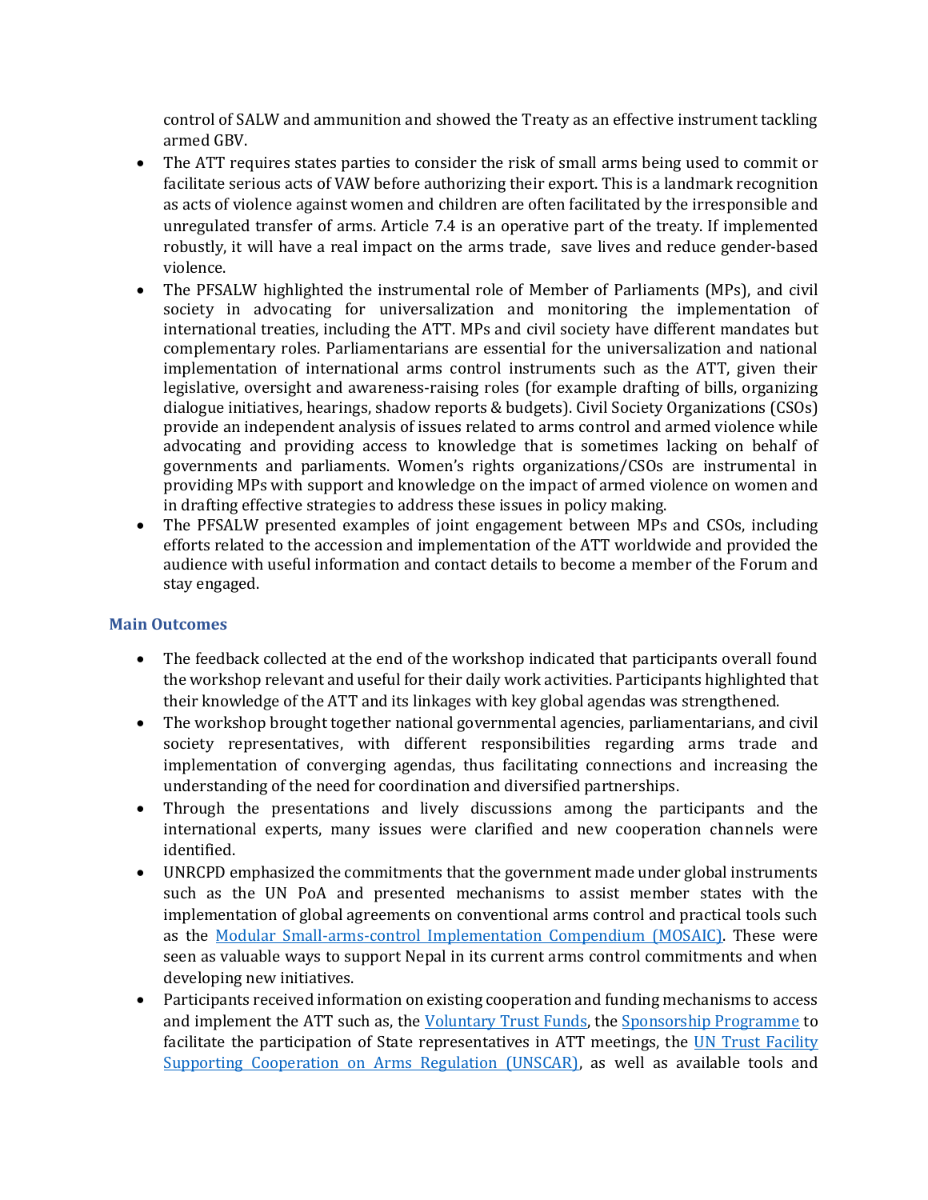control of SALW and ammunition and showed the Treaty as an effective instrument tackling armed GBV.

- The ATT requires states parties to consider the risk of small arms being used to commit or facilitate serious acts of VAW before authorizing their export. This is a landmark recognition as acts of violence against women and children are often facilitated by the irresponsible and unregulated transfer of arms. Article 7.4 is an operative part of the treaty. If implemented robustly, it will have a real impact on the arms trade, save lives and reduce gender-based violence.
- The PFSALW highlighted the instrumental role of Member of Parliaments (MPs), and civil society in advocating for universalization and monitoring the implementation of international treaties, including the ATT. MPs and civil society have different mandates but complementary roles. Parliamentarians are essential for the universalization and national implementation of international arms control instruments such as the ATT, given their legislative, oversight and awareness-raising roles (for example drafting of bills, organizing dialogue initiatives, hearings, shadow reports & budgets). Civil Society Organizations (CSOs) provide an independent analysis of issues related to arms control and armed violence while advocating and providing access to knowledge that is sometimes lacking on behalf of governments and parliaments. Women's rights organizations/CSOs are instrumental in providing MPs with support and knowledge on the impact of armed violence on women and in drafting effective strategies to address these issues in policy making.
- The PFSALW presented examples of joint engagement between MPs and CSOs, including efforts related to the accession and implementation of the ATT worldwide and provided the audience with useful information and contact details to become a member of the Forum and stay engaged.

### Main Outcomes

- The feedback collected at the end of the workshop indicated that participants overall found the workshop relevant and useful for their daily work activities. Participants highlighted that their knowledge of the ATT and its linkages with key global agendas was strengthened.
- The workshop brought together national governmental agencies, parliamentarians, and civil society representatives, with different responsibilities regarding arms trade and implementation of converging agendas, thus facilitating connections and increasing the understanding of the need for coordination and diversified partnerships.
- Through the presentations and lively discussions among the participants and the international experts, many issues were clarified and new cooperation channels were identified.
- UNRCPD emphasized the commitments that the government made under global instruments such as the UN PoA and presented mechanisms to assist member states with the implementation of global agreements on conventional arms control and practical tools such as the Modular Small-arms-control Implementation Compendium (MOSAIC). These were seen as valuable ways to support Nepal in its current arms control commitments and when developing new initiatives.
- Participants received information on existing cooperation and funding mechanisms to access and implement the ATT such as, the Voluntary Trust Funds, the Sponsorship Programme to facilitate the participation of State representatives in ATT meetings, the UN Trust Facility Supporting Cooperation on Arms Regulation (UNSCAR), as well as available tools and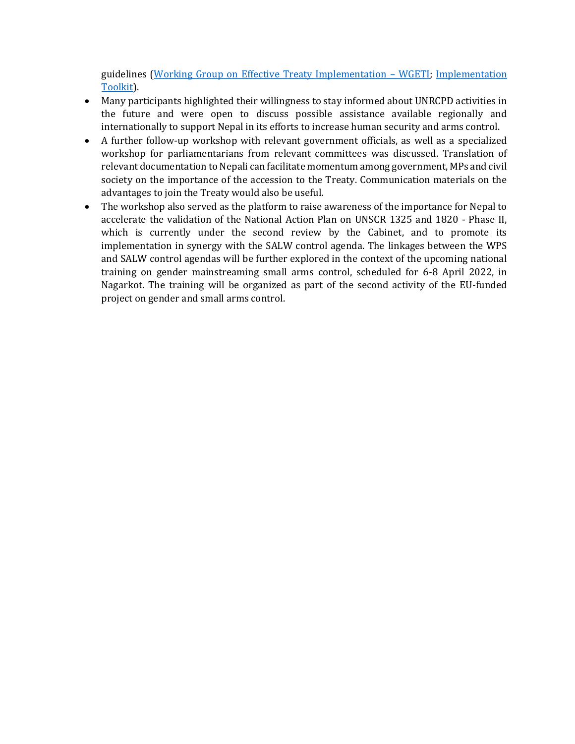guidelines (Working Group on Effective Treaty Implementation – WGETI; Implementation Toolkit).

- Many participants highlighted their willingness to stay informed about UNRCPD activities in the future and were open to discuss possible assistance available regionally and internationally to support Nepal in its efforts to increase human security and arms control.
- A further follow-up workshop with relevant government officials, as well as a specialized workshop for parliamentarians from relevant committees was discussed. Translation of relevant documentation to Nepali can facilitate momentum among government, MPs and civil society on the importance of the accession to the Treaty. Communication materials on the advantages to join the Treaty would also be useful.
- The workshop also served as the platform to raise awareness of the importance for Nepal to accelerate the validation of the National Action Plan on UNSCR 1325 and 1820 - Phase II, which is currently under the second review by the Cabinet, and to promote its implementation in synergy with the SALW control agenda. The linkages between the WPS and SALW control agendas will be further explored in the context of the upcoming national training on gender mainstreaming small arms control, scheduled for 6-8 April 2022, in Nagarkot. The training will be organized as part of the second activity of the EU-funded project on gender and small arms control.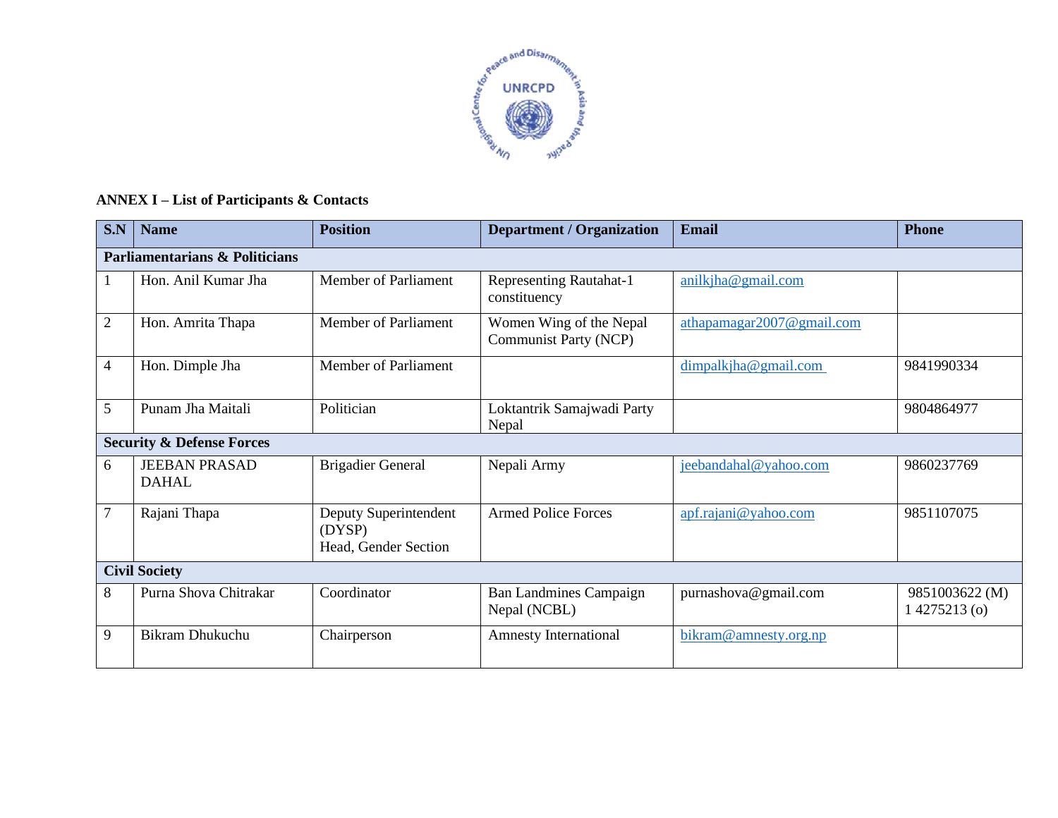**ANNEX I – List of Participants & Contacts**

| S.N | Name | Position | Department / Organization | Email | Phone |
|---|---|---|---|---|---|
| **Parliamentarians & Politicians** | | | | | |
| 1 | Hon. Anil Kumar Jha | Member of Parliament | Representing Rautahat-1 constituency | anilkjha@gmail.com | |
| 2 | Hon. Amrita Thapa | Member of Parliament | Women Wing of the Nepal Communist Party (NCP) | athapamagar2007@gmail.com | |
| 4 | Hon. Dimple Jha | Member of Parliament | | dimpalkjha@gmail.com | 9841990334 |
| 5 | Punam Jha Maitali | Politician | Loktantrik Samajwadi Party Nepal | | 9804864977 |
| **Security & Defense Forces** | | | | | |
| 6 | JEEBAN PRASAD DAHAL | Brigadier General | Nepali Army | jeebandahal@yahoo.com | 9860237769 |
| 7 | Rajani Thapa | Deputy Superintendent (DYSP) Head, Gender Section | Armed Police Forces | apf.rajani@yahoo.com | 9851107075 |
| **Civil Society** | | | | | |
| 8 | Purna Shova Chitrakar | Coordinator | Ban Landmines Campaign Nepal (NCBL) | purnashova@gmail.com | 9851003622 (M) 1 4275213 (o) |
| 9 | Bikram Dhukuchu | Chairperson | Amnesty International | bikram@amnesty.org.np | |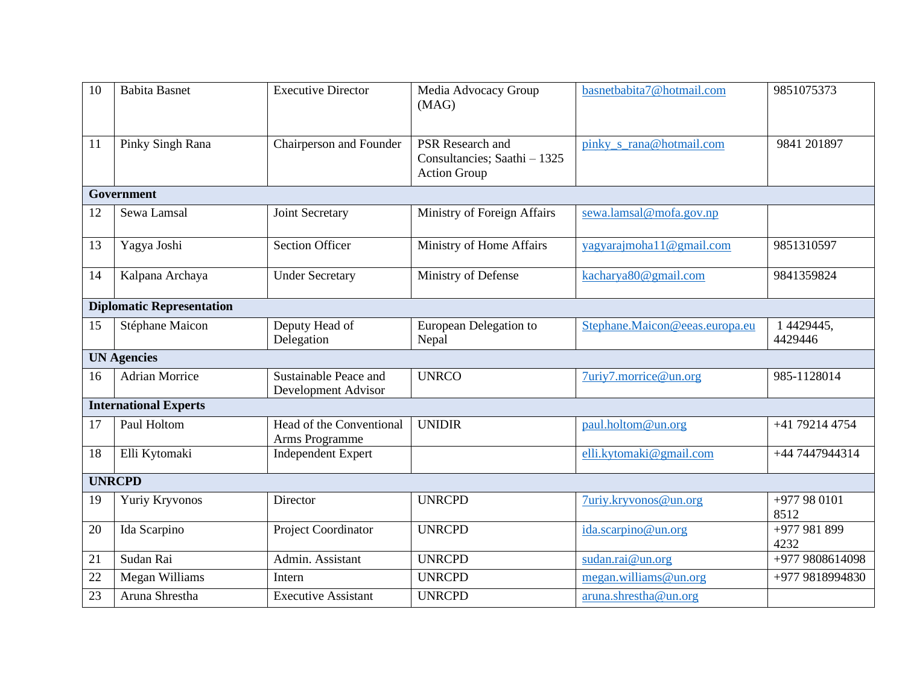| | | | | | |
|---|---|---|---|---|---|
| 10 | Babita Basnet | Executive Director | Media Advocacy Group (MAG) | basnetbabita7@hotmail.com | 9851075373 |
| 11 | Pinky Singh Rana | Chairperson and Founder | PSR Research and Consultancies; Saathi – 1325 Action Group | pinky_s_rana@hotmail.com | 9841 201897 |
| **Government** | | | | | |
| 12 | Sewa Lamsal | Joint Secretary | Ministry of Foreign Affairs | sewa.lamsal@mofa.gov.np | |
| 13 | Yagya Joshi | Section Officer | Ministry of Home Affairs | yagyarajmoha11@gmail.com | 9851310597 |
| 14 | Kalpana Archaya | Under Secretary | Ministry of Defense | kacharya80@gmail.com | 9841359824 |
| **Diplomatic Representation** | | | | | |
| 15 | Stéphane Maicon | Deputy Head of Delegation | European Delegation to Nepal | Stephane.Maicon@eeas.europa.eu | 1 4429445, 4429446 |
| **UN Agencies** | | | | | |
| 16 | Adrian Morrice | Sustainable Peace and Development Advisor | UNRCO | 7uriy7.morrice@un.org | 985-1128014 |
| **International Experts** | | | | | |
| 17 | Paul Holtom | Head of the Conventional Arms Programme | UNIDIR | paul.holtom@un.org | +41 79214 4754 |
| 18 | Elli Kytomaki | Independent Expert | | elli.kytomaki@gmail.com | +44 7447944314 |
| **UNRCPD** | | | | | |
| 19 | Yuriy Kryvonos | Director | UNRCPD | 7uriy.kryvonos@un.org | +977 98 0101 8512 |
| 20 | Ida Scarpino | Project Coordinator | UNRCPD | ida.scarpino@un.org | +977 981 899 4232 |
| 21 | Sudan Rai | Admin. Assistant | UNRCPD | sudan.rai@un.org | +977 9808614098 |
| 22 | Megan Williams | Intern | UNRCPD | megan.williams@un.org | +977 9818994830 |
| 23 | Aruna Shrestha | Executive Assistant | UNRCPD | aruna.shrestha@un.org | |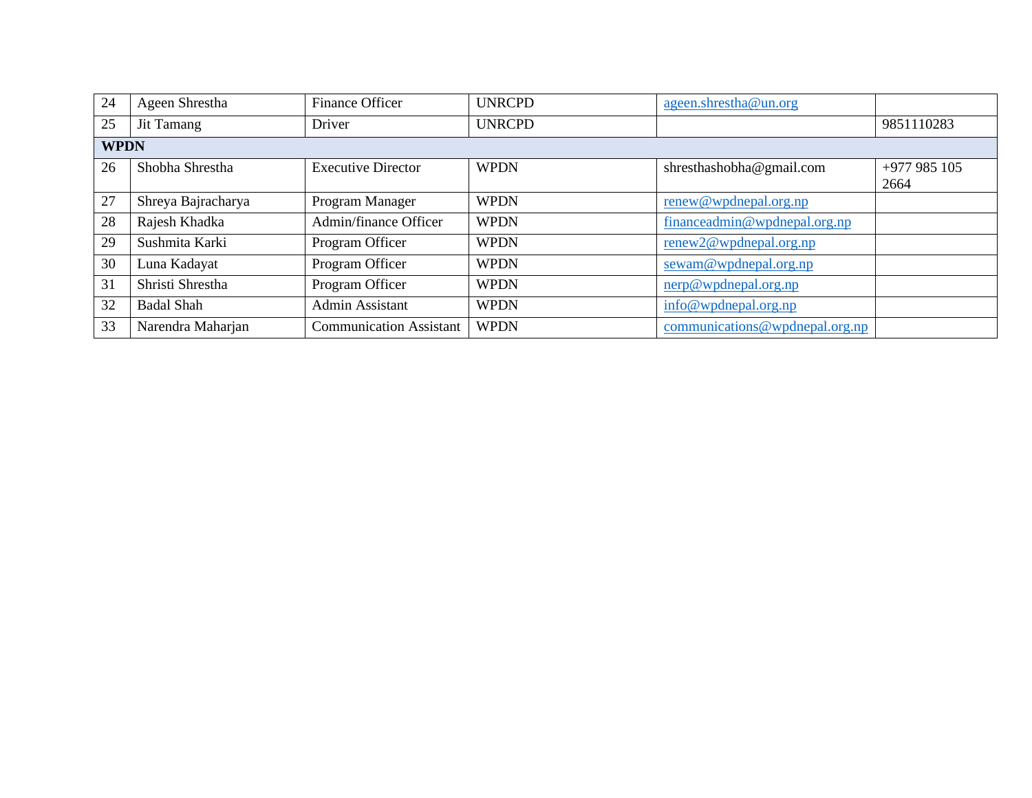| 24 | Ageen Shrestha | Finance Officer | UNRCPD | ageen.shrestha@un.org | |
|---|---|---|---|---|---|
| 25 | Jit Tamang | Driver | UNRCPD | | 9851110283 |
| **WPDN** | | | | | |
| 26 | Shobha Shrestha | Executive Director | WPDN | shresthashobha@gmail.com | +977 985 105 2664 |
| 27 | Shreya Bajracharya | Program Manager | WPDN | renew@wpdnepal.org.np | |
| 28 | Rajesh Khadka | Admin/finance Officer | WPDN | financeadmin@wpdnepal.org.np | |
| 29 | Sushmita Karki | Program Officer | WPDN | renew2@wpdnepal.org.np | |
| 30 | Luna Kadayat | Program Officer | WPDN | sewam@wpdnepal.org.np | |
| 31 | Shristi Shrestha | Program Officer | WPDN | nerp@wpdnepal.org.np | |
| 32 | Badal Shah | Admin Assistant | WPDN | info@wpdnepal.org.np | |
| 33 | Narendra Maharjan | Communication Assistant | WPDN | communications@wpdnepal.org.np | |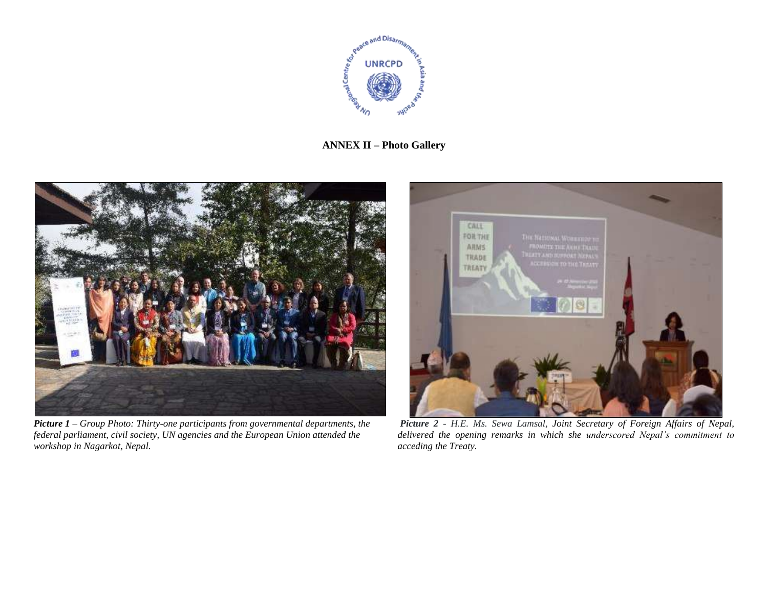## ANNEX II – Photo Gallery

***Picture 1*** *– Group Photo: Thirty-one participants from governmental departments, the federal parliament, civil society, UN agencies and the European Union attended the workshop in Nagarkot, Nepal.*

***Picture 2*** *- H.E. Ms. Sewa Lamsal, Joint Secretary of Foreign Affairs of Nepal, delivered the opening remarks in which she underscored Nepal's commitment to acceding the Treaty.*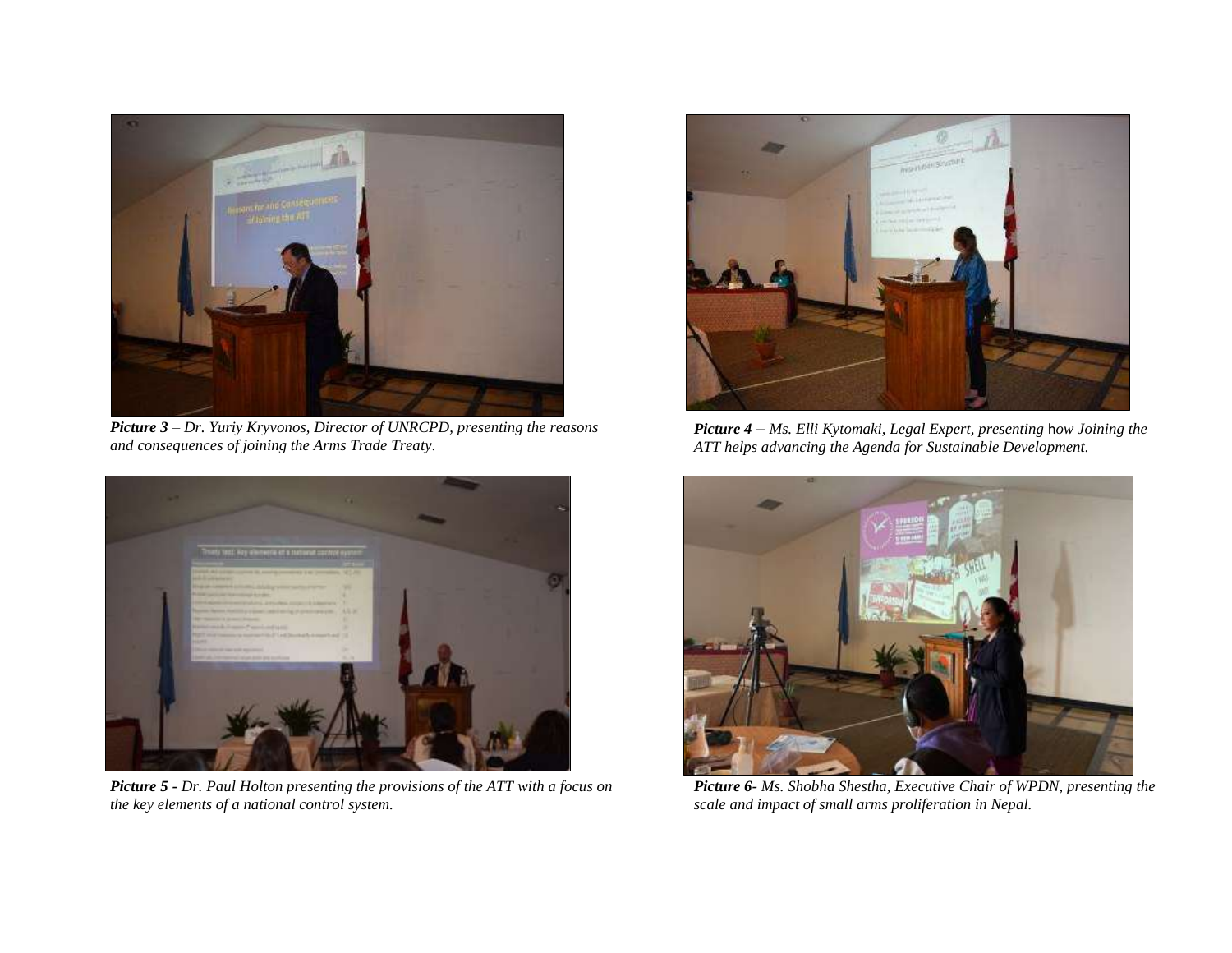***Picture 3*** *– Dr. Yuriy Kryvonos, Director of UNRCPD, presenting the reasons and consequences of joining the Arms Trade Treaty.*

***Picture 4 –*** *Ms. Elli Kytomaki, Legal Expert, presenting how Joining the ATT helps advancing the Agenda for Sustainable Development.*

***Picture 5 -*** *Dr. Paul Holton presenting the provisions of the ATT with a focus on the key elements of a national control system.*

***Picture 6****- Ms. Shobha Shestha, Executive Chair of WPDN, presenting the scale and impact of small arms proliferation in Nepal.*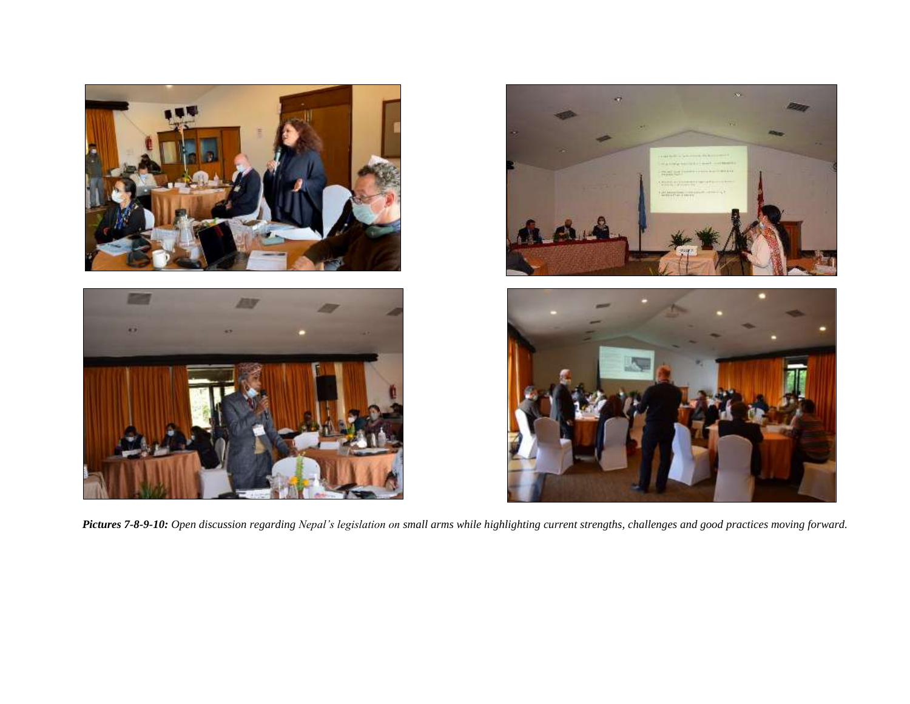***Pictures 7-8-9-10:*** *Open discussion regarding Nepal's legislation on small arms while highlighting current strengths, challenges and good practices moving forward.*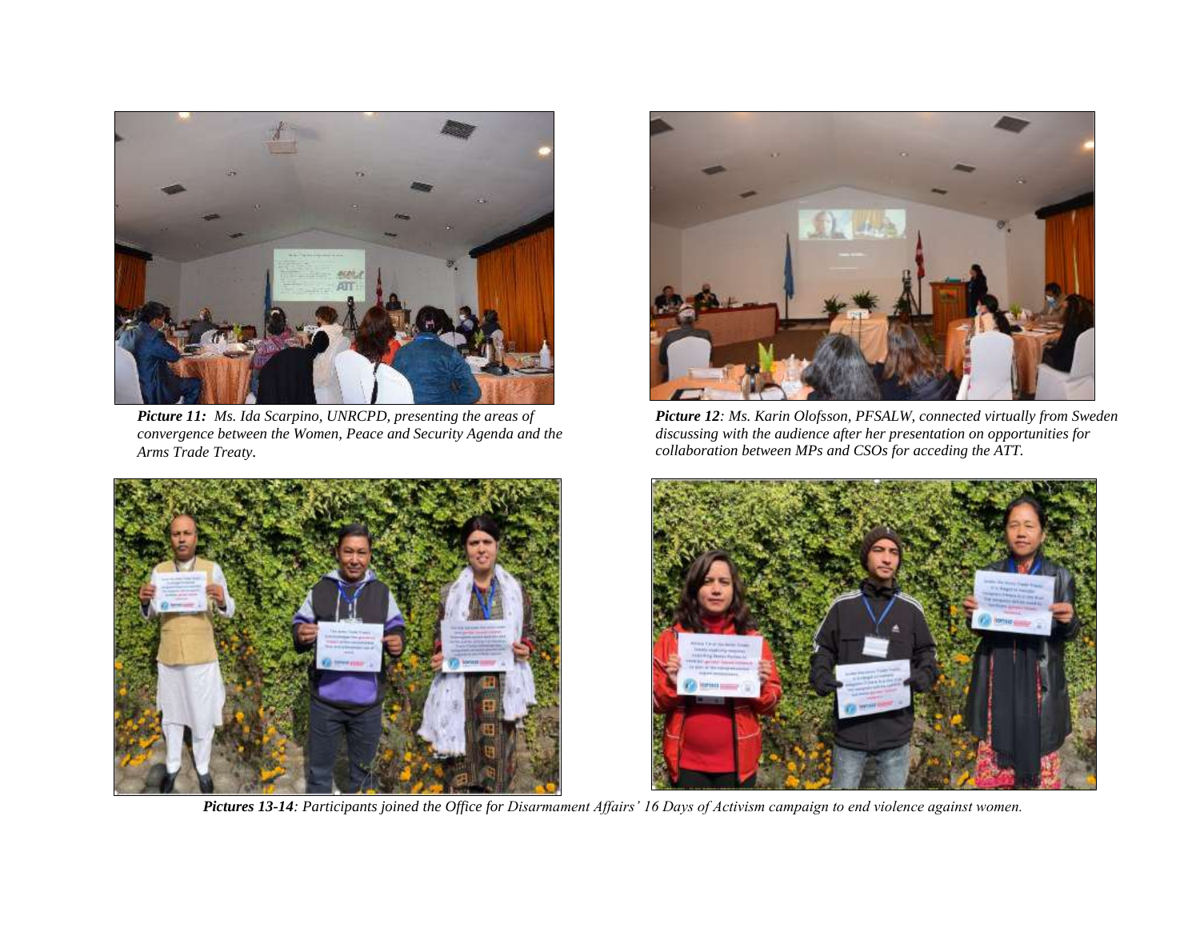***Picture 11:*** *Ms. Ida Scarpino, UNRCPD, presenting the areas of convergence between the Women, Peace and Security Agenda and the Arms Trade Treaty.*

***Picture 12****: Ms. Karin Olofsson, PFSALW, connected virtually from Sweden discussing with the audience after her presentation on opportunities for collaboration between MPs and CSOs for acceding the ATT.*

***Pictures 13-14****: Participants joined the Office for Disarmament Affairs' 16 Days of Activism campaign to end violence against women.*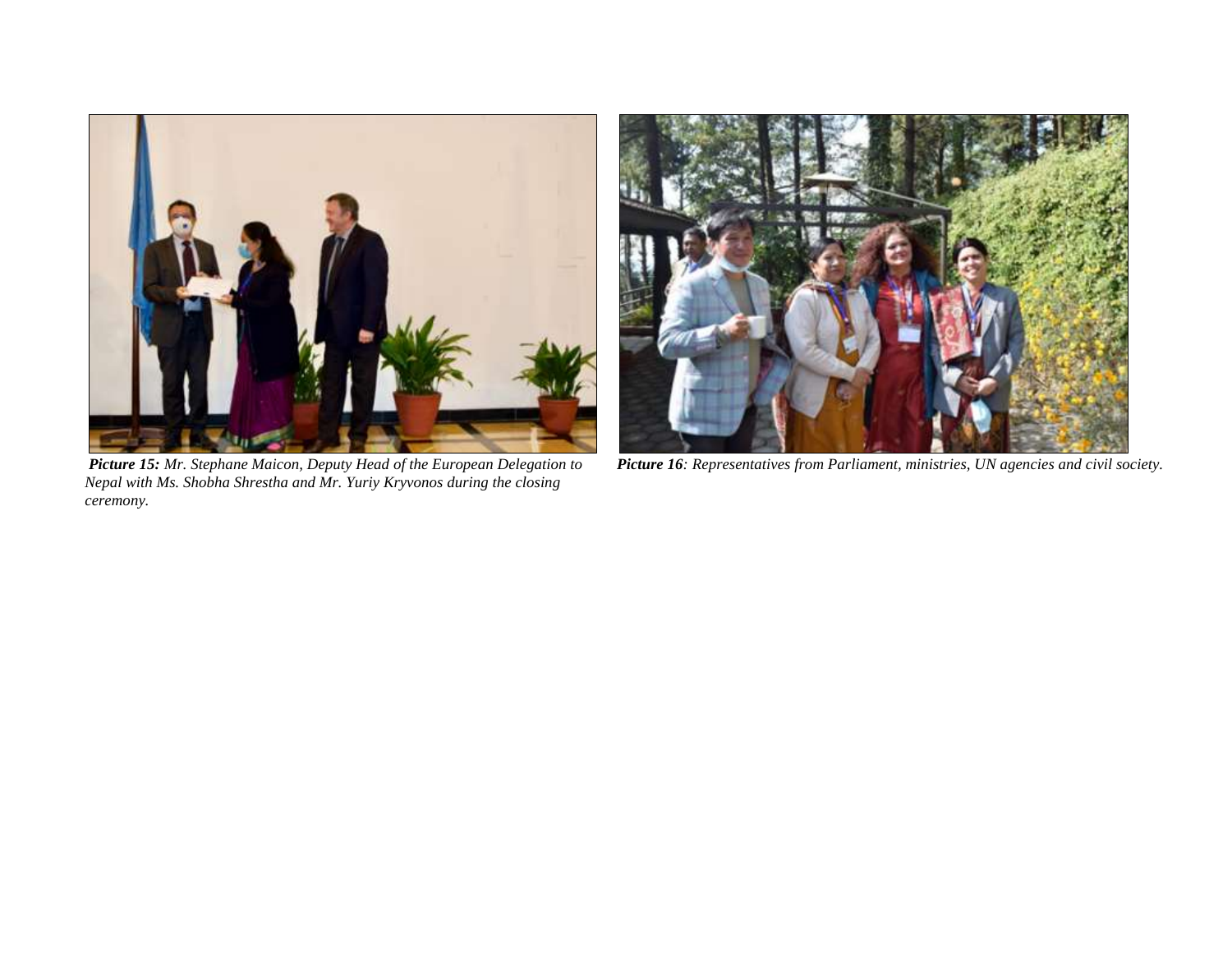***Picture 15:*** *Mr. Stephane Maicon, Deputy Head of the European Delegation to Nepal with Ms. Shobha Shrestha and Mr. Yuriy Kryvonos during the closing ceremony.*

***Picture 16****: Representatives from Parliament, ministries, UN agencies and civil society.*